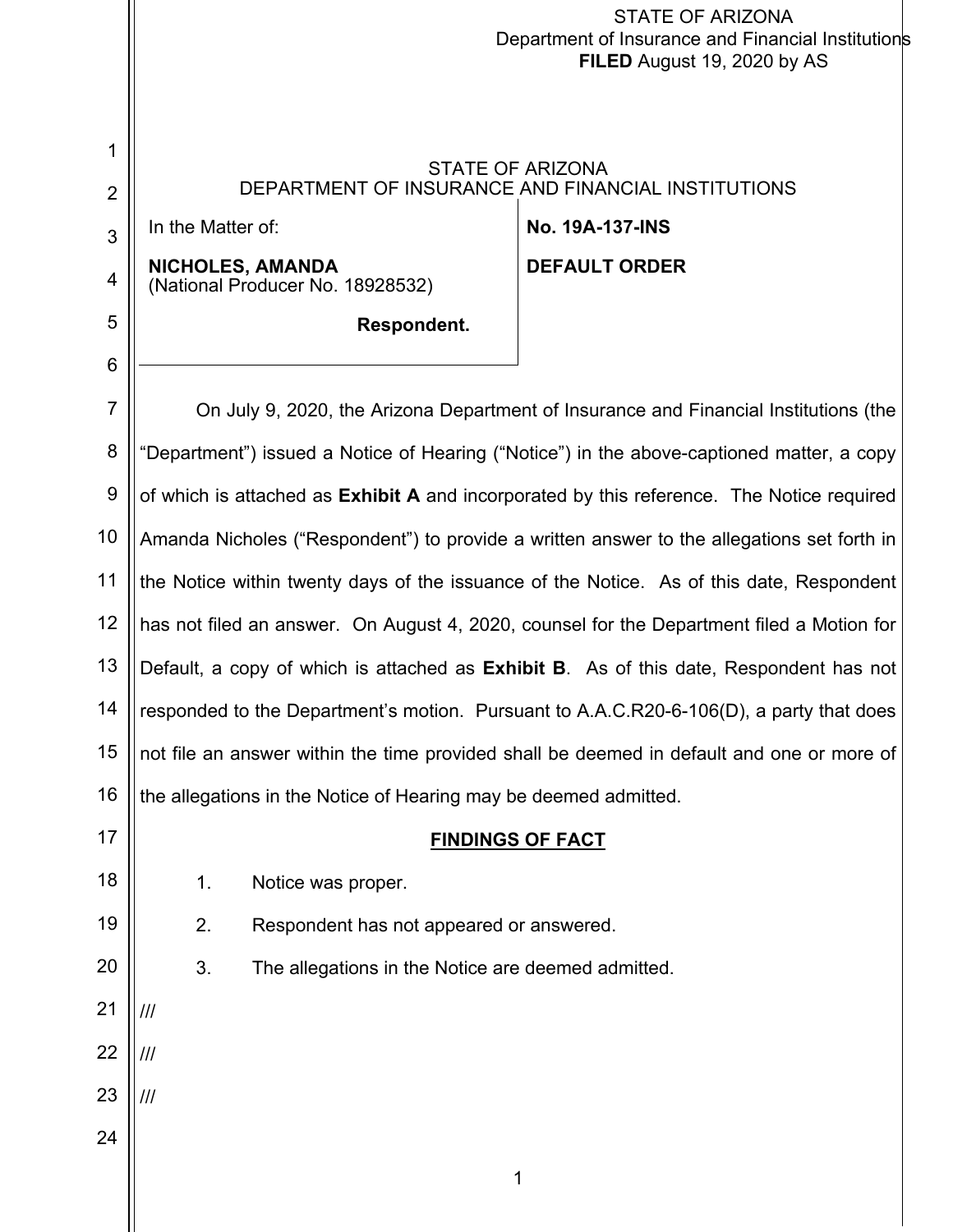STATE OF ARIZONA
Department of Insurance and Financial Institutions
**FILED** August 19, 2020 by AS

STATE OF ARIZONA
DEPARTMENT OF INSURANCE AND FINANCIAL INSTITUTIONS

| In the Matter of: | |
|---|---|
| **NICHOLES, AMANDA** (National Producer No. 18928532) **Respondent.** | **No. 19A-137-INS** **DEFAULT ORDER** |

On July 9, 2020, the Arizona Department of Insurance and Financial Institutions (the "Department") issued a Notice of Hearing ("Notice") in the above-captioned matter, a copy of which is attached as **Exhibit A** and incorporated by this reference. The Notice required Amanda Nicholes ("Respondent") to provide a written answer to the allegations set forth in the Notice within twenty days of the issuance of the Notice. As of this date, Respondent has not filed an answer. On August 4, 2020, counsel for the Department filed a Motion for Default, a copy of which is attached as **Exhibit B**. As of this date, Respondent has not responded to the Department's motion. Pursuant to A.A.C.R20-6-106(D), a party that does not file an answer within the time provided shall be deemed in default and one or more of the allegations in the Notice of Hearing may be deemed admitted.

## FINDINGS OF FACT

1. Notice was proper.
2. Respondent has not appeared or answered.
3. The allegations in the Notice are deemed admitted.

///

///

///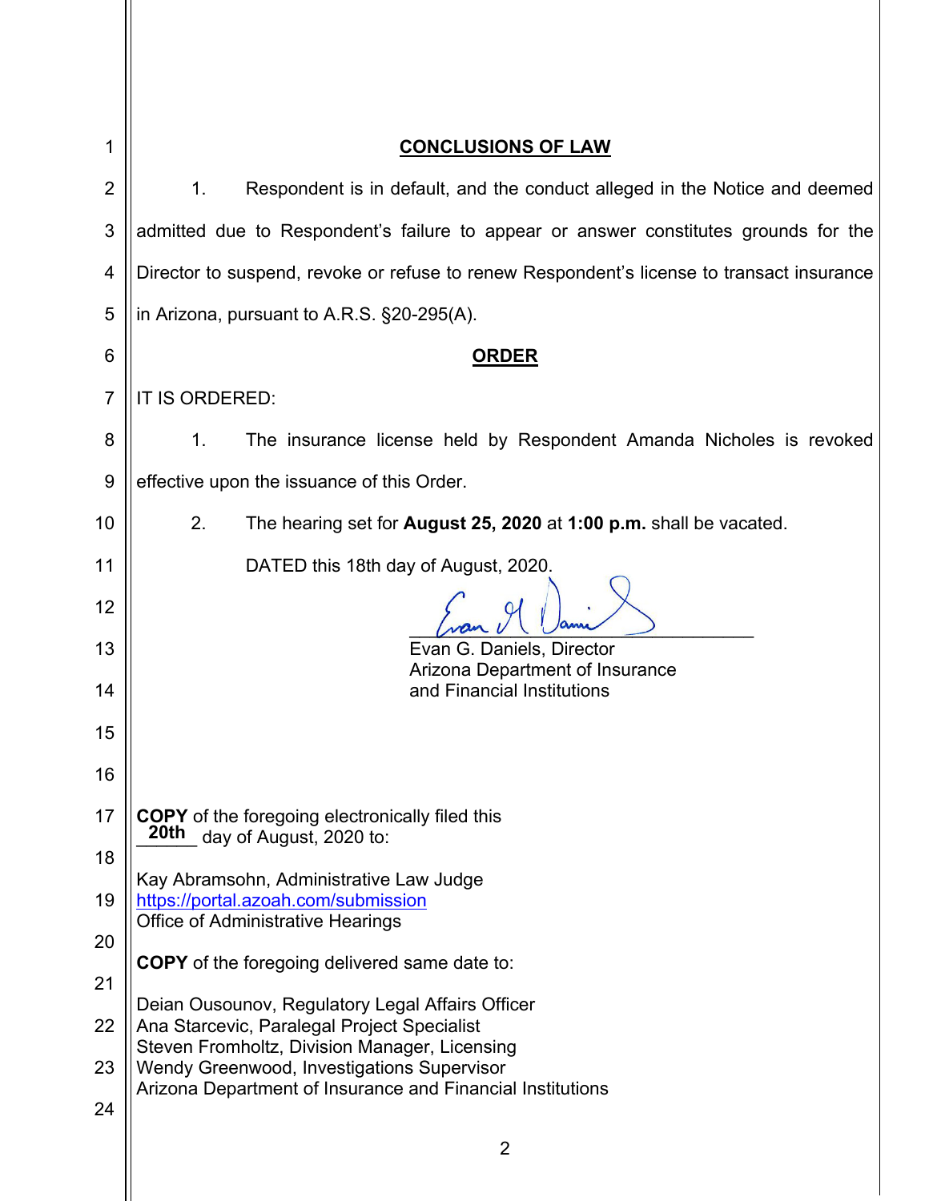## CONCLUSIONS OF LAW

1. Respondent is in default, and the conduct alleged in the Notice and deemed admitted due to Respondent's failure to appear or answer constitutes grounds for the Director to suspend, revoke or refuse to renew Respondent's license to transact insurance in Arizona, pursuant to A.R.S. §20-295(A).

## ORDER

IT IS ORDERED:

1. The insurance license held by Respondent Amanda Nicholes is revoked effective upon the issuance of this Order.

2. The hearing set for **August 25, 2020** at **1:00 p.m.** shall be vacated.

DATED this 18th day of August, 2020.

Evan G. Daniels, Director
Arizona Department of Insurance
and Financial Institutions

**COPY** of the foregoing electronically filed this **20th** day of August, 2020 to:

Kay Abramsohn, Administrative Law Judge
https://portal.azoah.com/submission
Office of Administrative Hearings

**COPY** of the foregoing delivered same date to:

Deian Ousounov, Regulatory Legal Affairs Officer
Ana Starcevic, Paralegal Project Specialist
Steven Fromholtz, Division Manager, Licensing
Wendy Greenwood, Investigations Supervisor
Arizona Department of Insurance and Financial Institutions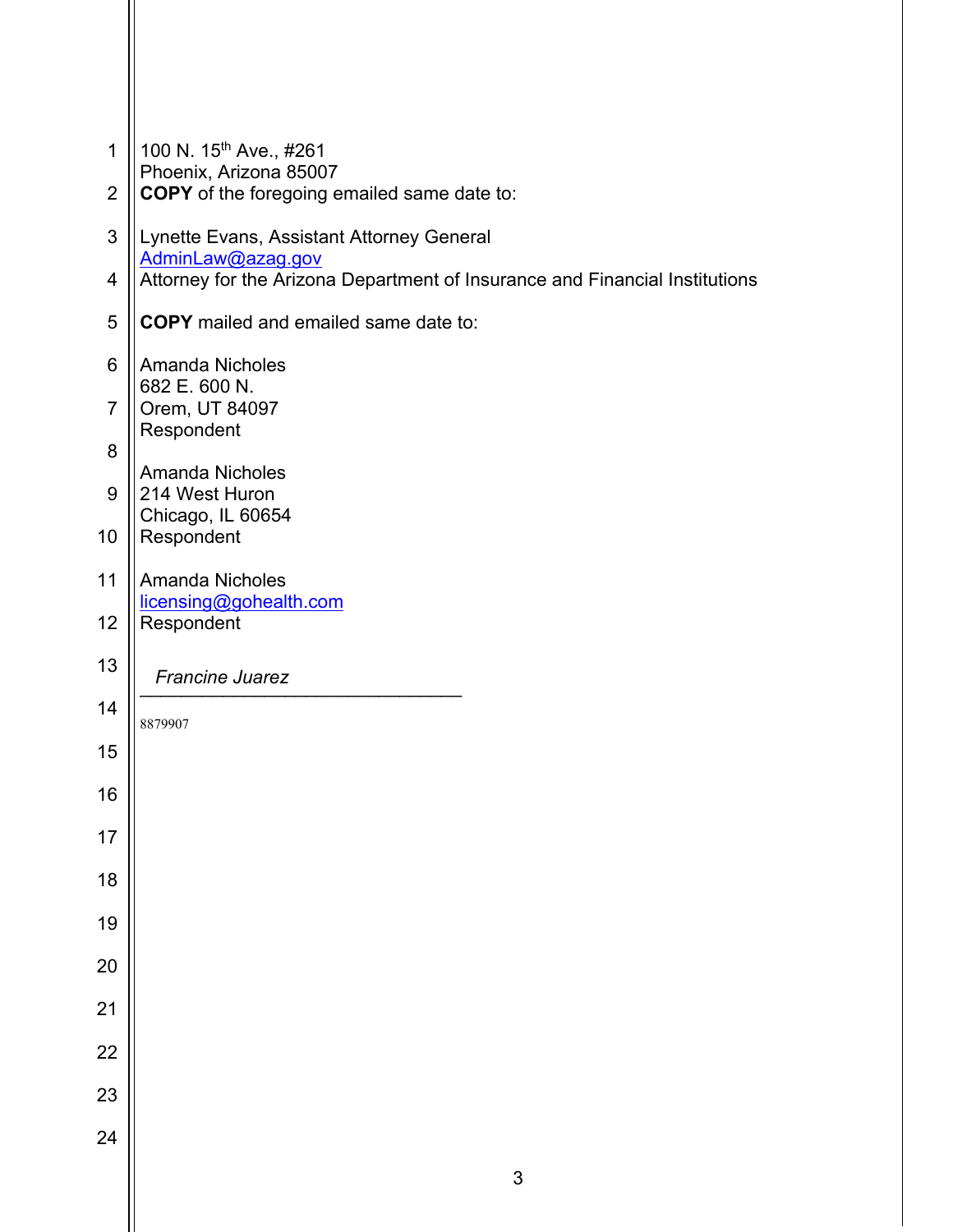100 N. 15th Ave., #261
Phoenix, Arizona 85007
**COPY** of the foregoing emailed same date to:

Lynette Evans, Assistant Attorney General
AdminLaw@azag.gov
Attorney for the Arizona Department of Insurance and Financial Institutions

**COPY** mailed and emailed same date to:

Amanda Nicholes
682 E. 600 N.
Orem, UT 84097
Respondent

Amanda Nicholes
214 West Huron
Chicago, IL 60654
Respondent

Amanda Nicholes
licensing@gohealth.com
Respondent

*Francine Juarez*
_______________________________

8879907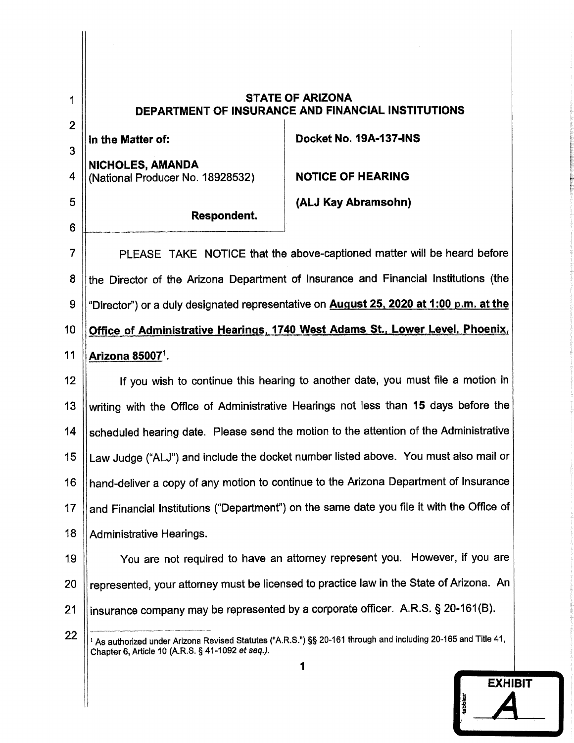# STATE OF ARIZONA
## DEPARTMENT OF INSURANCE AND FINANCIAL INSTITUTIONS

| | |
|---|---|
| **In the Matter of:**<br><br>**NICHOLES, AMANDA**<br>(National Producer No. 18928532)<br><br>**Respondent.** | **Docket No. 19A-137-INS**<br><br>**NOTICE OF HEARING**<br><br>**(ALJ Kay Abramsohn)** |

PLEASE TAKE NOTICE that the above-captioned matter will be heard before the Director of the Arizona Department of Insurance and Financial Institutions (the "Director") or a duly designated representative on **August 25, 2020 at 1:00 p.m. at the Office of Administrative Hearings, 1740 West Adams St., Lower Level, Phoenix, Arizona 85007**[1].

If you wish to continue this hearing to another date, you must file a motion in writing with the Office of Administrative Hearings not less than **15** days before the scheduled hearing date. Please send the motion to the attention of the Administrative Law Judge ("ALJ") and include the docket number listed above. You must also mail or hand-deliver a copy of any motion to continue to the Arizona Department of Insurance and Financial Institutions ("Department") on the same date you file it with the Office of Administrative Hearings.

You are not required to have an attorney represent you. However, if you are represented, your attorney must be licensed to practice law in the State of Arizona. An insurance company may be represented by a corporate officer. A.R.S. § 20-161(B).

[1] As authorized under Arizona Revised Statutes ("A.R.S.") §§ 20-161 through and including 20-165 and Title 41, Chapter 6, Article 10 (A.R.S. § 41-1092 *et seq.*).

EXHIBIT A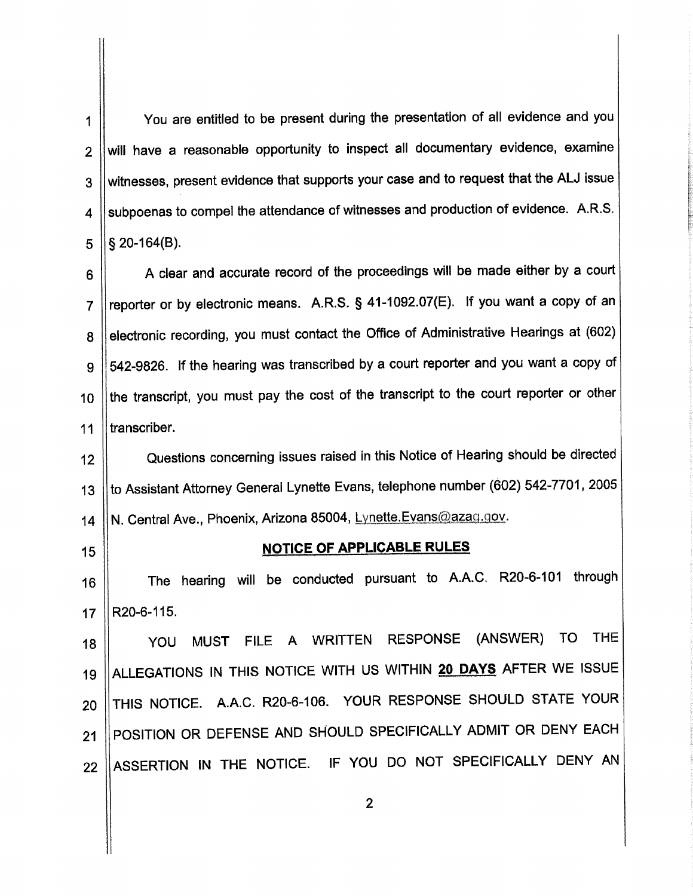You are entitled to be present during the presentation of all evidence and you will have a reasonable opportunity to inspect all documentary evidence, examine witnesses, present evidence that supports your case and to request that the ALJ issue subpoenas to compel the attendance of witnesses and production of evidence. A.R.S. § 20-164(B).

A clear and accurate record of the proceedings will be made either by a court reporter or by electronic means. A.R.S. § 41-1092.07(E). If you want a copy of an electronic recording, you must contact the Office of Administrative Hearings at (602) 542-9826. If the hearing was transcribed by a court reporter and you want a copy of the transcript, you must pay the cost of the transcript to the court reporter or other transcriber.

Questions concerning issues raised in this Notice of Hearing should be directed to Assistant Attorney General Lynette Evans, telephone number (602) 542-7701, 2005 N. Central Ave., Phoenix, Arizona 85004, Lynette.Evans@azag.gov.

## NOTICE OF APPLICABLE RULES

The hearing will be conducted pursuant to A.A.C. R20-6-101 through R20-6-115.

YOU MUST FILE A WRITTEN RESPONSE (ANSWER) TO THE ALLEGATIONS IN THIS NOTICE WITH US WITHIN **20 DAYS** AFTER WE ISSUE THIS NOTICE. A.A.C. R20-6-106. YOUR RESPONSE SHOULD STATE YOUR POSITION OR DEFENSE AND SHOULD SPECIFICALLY ADMIT OR DENY EACH ASSERTION IN THE NOTICE. IF YOU DO NOT SPECIFICALLY DENY AN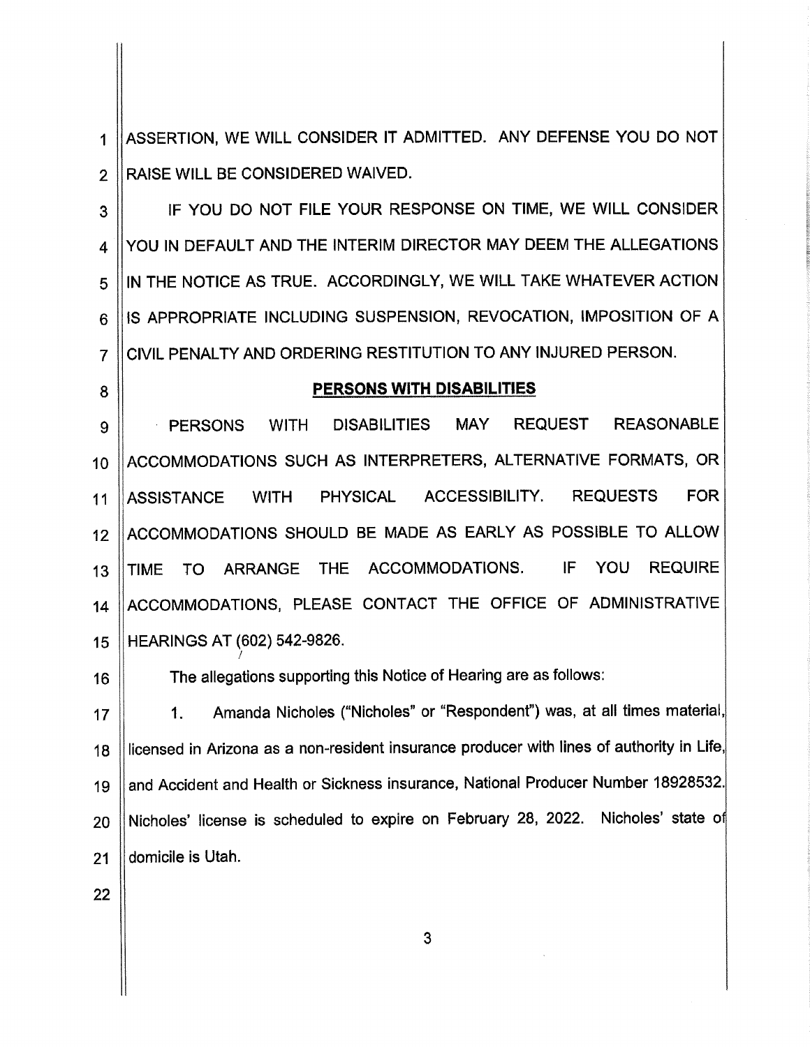ASSERTION, WE WILL CONSIDER IT ADMITTED. ANY DEFENSE YOU DO NOT RAISE WILL BE CONSIDERED WAIVED.

IF YOU DO NOT FILE YOUR RESPONSE ON TIME, WE WILL CONSIDER YOU IN DEFAULT AND THE INTERIM DIRECTOR MAY DEEM THE ALLEGATIONS IN THE NOTICE AS TRUE. ACCORDINGLY, WE WILL TAKE WHATEVER ACTION IS APPROPRIATE INCLUDING SUSPENSION, REVOCATION, IMPOSITION OF A CIVIL PENALTY AND ORDERING RESTITUTION TO ANY INJURED PERSON.

**PERSONS WITH DISABILITIES**

PERSONS WITH DISABILITIES MAY REQUEST REASONABLE ACCOMMODATIONS SUCH AS INTERPRETERS, ALTERNATIVE FORMATS, OR ASSISTANCE WITH PHYSICAL ACCESSIBILITY. REQUESTS FOR ACCOMMODATIONS SHOULD BE MADE AS EARLY AS POSSIBLE TO ALLOW TIME TO ARRANGE THE ACCOMMODATIONS. IF YOU REQUIRE ACCOMMODATIONS, PLEASE CONTACT THE OFFICE OF ADMINISTRATIVE HEARINGS AT (602) 542-9826.

The allegations supporting this Notice of Hearing are as follows:

1. Amanda Nicholes ("Nicholes" or "Respondent") was, at all times material, licensed in Arizona as a non-resident insurance producer with lines of authority in Life, and Accident and Health or Sickness insurance, National Producer Number 18928532. Nicholes' license is scheduled to expire on February 28, 2022. Nicholes' state of domicile is Utah.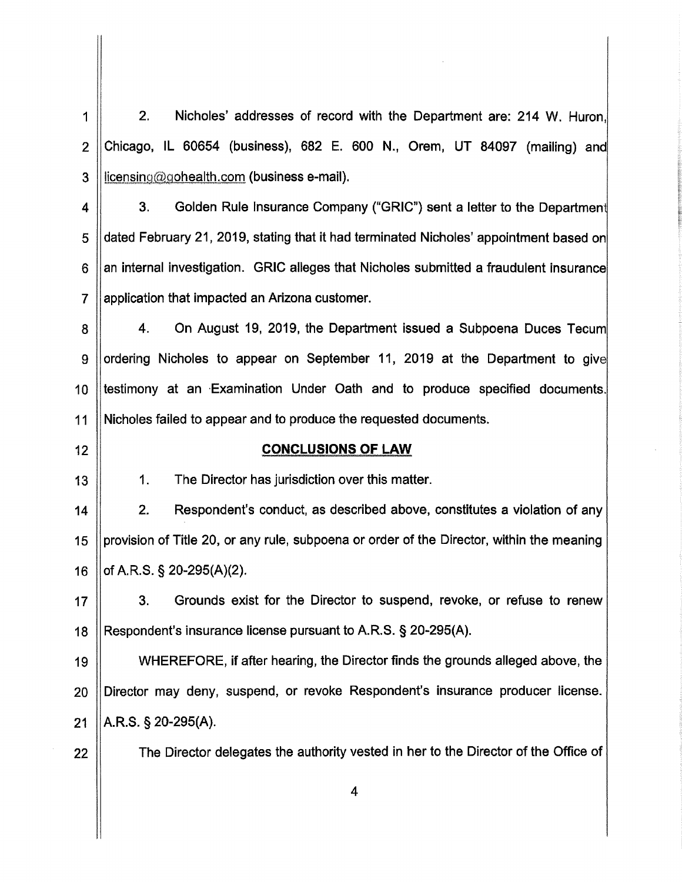2. Nicholes' addresses of record with the Department are: 214 W. Huron, Chicago, IL 60654 (business), 682 E. 600 N., Orem, UT 84097 (mailing) and licensing@gohealth.com (business e-mail).

3. Golden Rule Insurance Company ("GRIC") sent a letter to the Department dated February 21, 2019, stating that it had terminated Nicholes' appointment based on an internal investigation. GRIC alleges that Nicholes submitted a fraudulent insurance application that impacted an Arizona customer.

4. On August 19, 2019, the Department issued a Subpoena Duces Tecum ordering Nicholes to appear on September 11, 2019 at the Department to give testimony at an Examination Under Oath and to produce specified documents. Nicholes failed to appear and to produce the requested documents.

## CONCLUSIONS OF LAW

1. The Director has jurisdiction over this matter.

2. Respondent's conduct, as described above, constitutes a violation of any provision of Title 20, or any rule, subpoena or order of the Director, within the meaning of A.R.S. § 20-295(A)(2).

3. Grounds exist for the Director to suspend, revoke, or refuse to renew Respondent's insurance license pursuant to A.R.S. § 20-295(A).

WHEREFORE, if after hearing, the Director finds the grounds alleged above, the Director may deny, suspend, or revoke Respondent's insurance producer license. A.R.S. § 20-295(A).

The Director delegates the authority vested in her to the Director of the Office of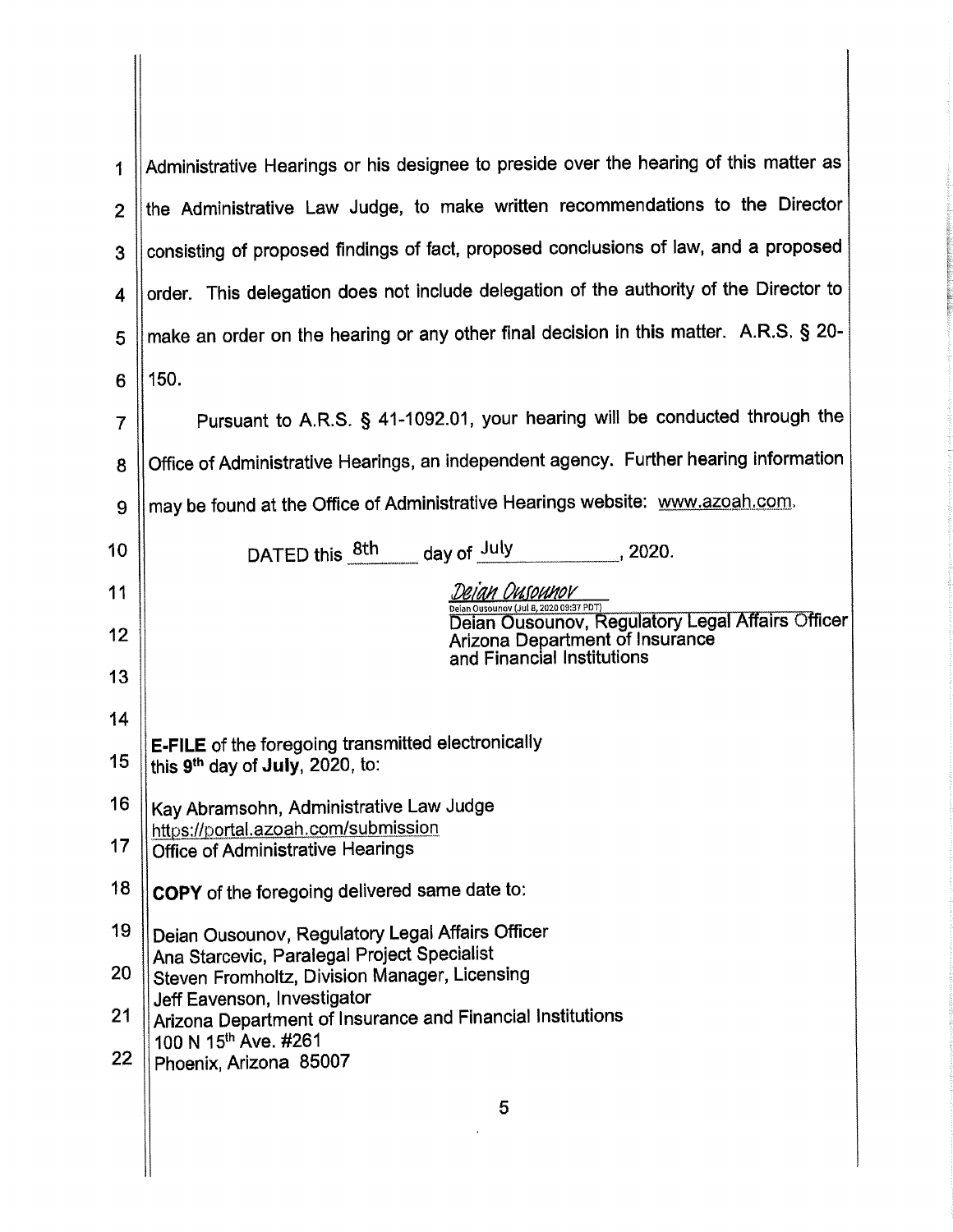Administrative Hearings or his designee to preside over the hearing of this matter as the Administrative Law Judge, to make written recommendations to the Director consisting of proposed findings of fact, proposed conclusions of law, and a proposed order. This delegation does not include delegation of the authority of the Director to make an order on the hearing or any other final decision in this matter. A.R.S. § 20-150.

Pursuant to A.R.S. § 41-1092.01, your hearing will be conducted through the Office of Administrative Hearings, an independent agency. Further hearing information may be found at the Office of Administrative Hearings website: www.azoah.com.

DATED this 8th day of July, 2020.

*Deian Ousounov*
Deian Ousounov (Jul 8, 2020 09:37 PDT)
Deian Ousounov, Regulatory Legal Affairs Officer
Arizona Department of Insurance and Financial Institutions

**E-FILE** of the foregoing transmitted electronically this 9th day of **July**, 2020, to:

Kay Abramsohn, Administrative Law Judge
https://portal.azoah.com/submission
Office of Administrative Hearings

**COPY** of the foregoing delivered same date to:

Deian Ousounov, Regulatory Legal Affairs Officer
Ana Starcevic, Paralegal Project Specialist
Steven Fromholtz, Division Manager, Licensing
Jeff Eavenson, Investigator
Arizona Department of Insurance and Financial Institutions
100 N 15th Ave. #261
Phoenix, Arizona 85007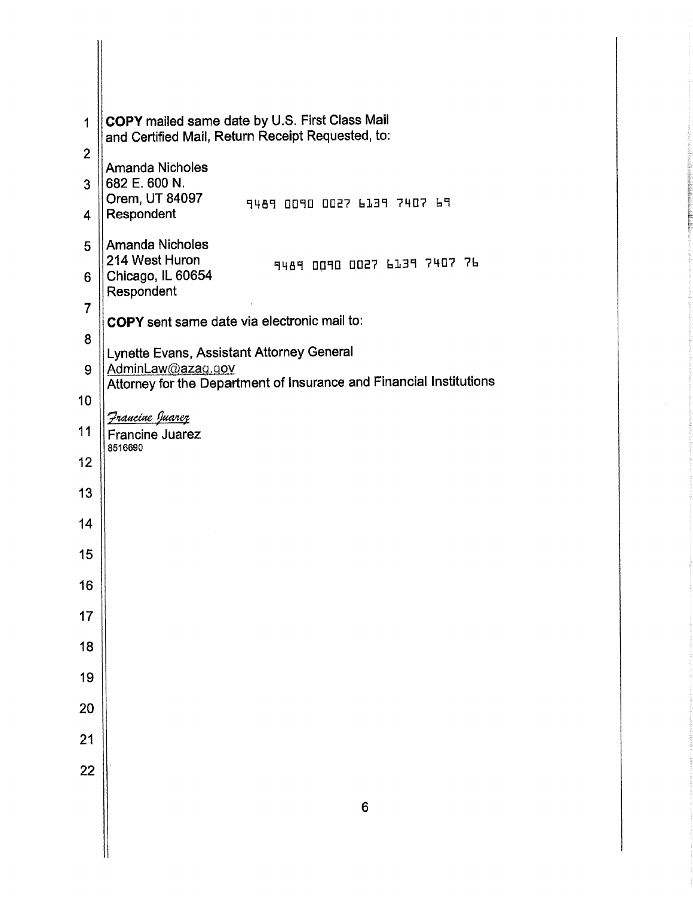**COPY** mailed same date by U.S. First Class Mail and Certified Mail, Return Receipt Requested, to:

Amanda Nicholes
682 E. 600 N.
Orem, UT 84097
Respondent

9489 0090 0027 6139 7407 69

Amanda Nicholes
214 West Huron
Chicago, IL 60654
Respondent

9489 0090 0027 6139 7407 76

**COPY** sent same date via electronic mail to:

Lynette Evans, Assistant Attorney General
AdminLaw@azag.gov
Attorney for the Department of Insurance and Financial Institutions

*Francine Juarez*
Francine Juarez
8516690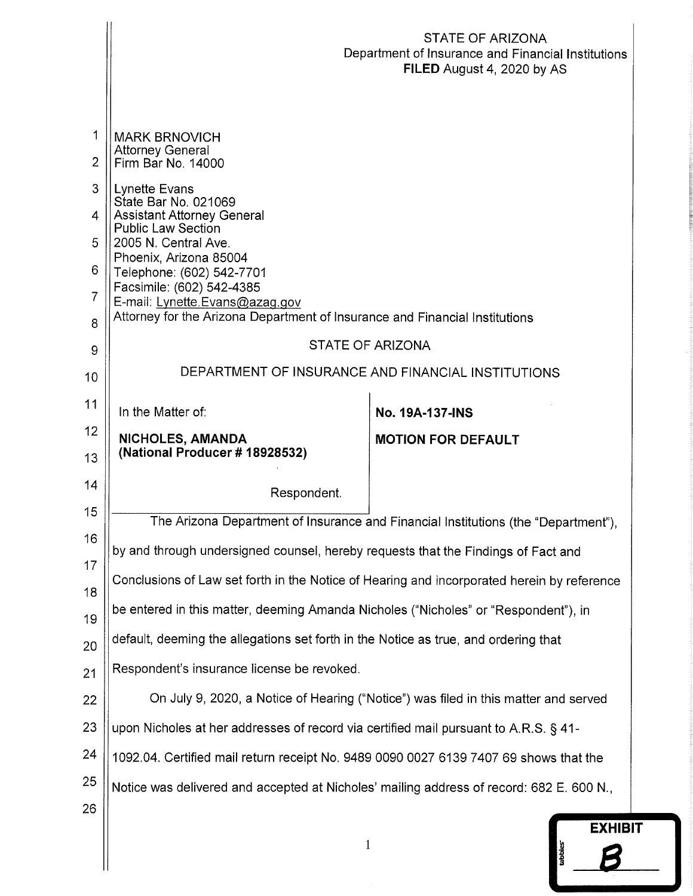STATE OF ARIZONA
Department of Insurance and Financial Institutions
**FILED** August 4, 2020 by AS

MARK BRNOVICH
Attorney General
Firm Bar No. 14000

Lynette Evans
State Bar No. 021069
Assistant Attorney General
Public Law Section
2005 N. Central Ave.
Phoenix, Arizona 85004
Telephone: (602) 542-7701
Facsimile: (602) 542-4385
E-mail: Lynette.Evans@azag.gov
Attorney for the Arizona Department of Insurance and Financial Institutions

STATE OF ARIZONA

DEPARTMENT OF INSURANCE AND FINANCIAL INSTITUTIONS

| | |
|---|---|
| In the Matter of:<br><br>**NICHOLES, AMANDA**<br>**(National Producer # 18928532)**<br><br>Respondent. | **No. 19A-137-INS**<br><br>**MOTION FOR DEFAULT** |

The Arizona Department of Insurance and Financial Institutions (the "Department"), by and through undersigned counsel, hereby requests that the Findings of Fact and Conclusions of Law set forth in the Notice of Hearing and incorporated herein by reference be entered in this matter, deeming Amanda Nicholes ("Nicholes" or "Respondent"), in default, deeming the allegations set forth in the Notice as true, and ordering that Respondent's insurance license be revoked.

On July 9, 2020, a Notice of Hearing ("Notice") was filed in this matter and served upon Nicholes at her addresses of record via certified mail pursuant to A.R.S. § 41-1092.04. Certified mail return receipt No. 9489 0090 0027 6139 7407 69 shows that the Notice was delivered and accepted at Nicholes' mailing address of record: 682 E. 600 N.,

EXHIBIT B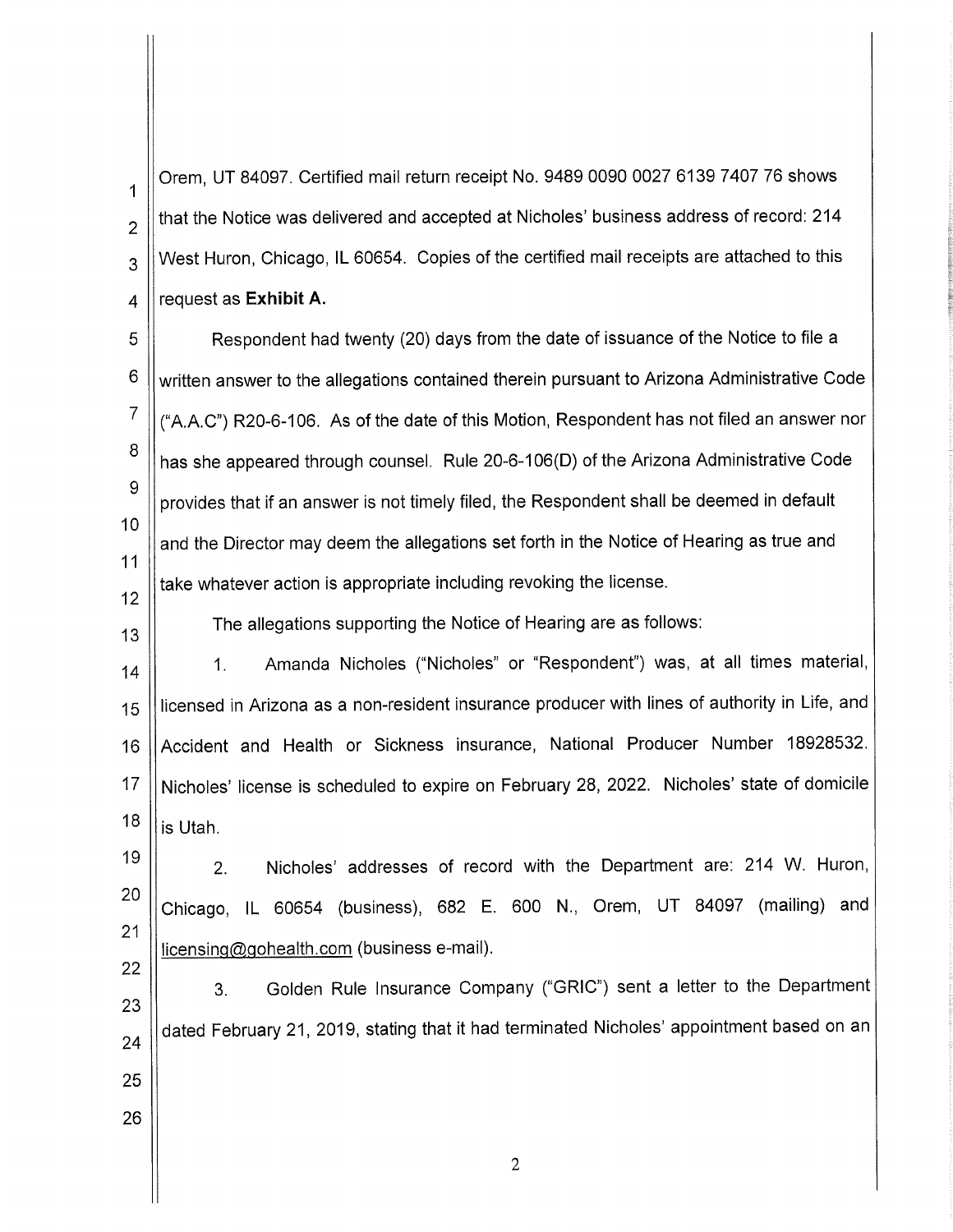Orem, UT 84097. Certified mail return receipt No. 9489 0090 0027 6139 7407 76 shows that the Notice was delivered and accepted at Nicholes' business address of record: 214 West Huron, Chicago, IL 60654. Copies of the certified mail receipts are attached to this request as **Exhibit A.**

Respondent had twenty (20) days from the date of issuance of the Notice to file a written answer to the allegations contained therein pursuant to Arizona Administrative Code ("A.A.C") R20-6-106. As of the date of this Motion, Respondent has not filed an answer nor has she appeared through counsel. Rule 20-6-106(D) of the Arizona Administrative Code provides that if an answer is not timely filed, the Respondent shall be deemed in default and the Director may deem the allegations set forth in the Notice of Hearing as true and take whatever action is appropriate including revoking the license.

The allegations supporting the Notice of Hearing are as follows:

1. Amanda Nicholes ("Nicholes" or "Respondent") was, at all times material, licensed in Arizona as a non-resident insurance producer with lines of authority in Life, and Accident and Health or Sickness insurance, National Producer Number 18928532. Nicholes' license is scheduled to expire on February 28, 2022. Nicholes' state of domicile is Utah.

2. Nicholes' addresses of record with the Department are: 214 W. Huron, Chicago, IL 60654 (business), 682 E. 600 N., Orem, UT 84097 (mailing) and licensing@gohealth.com (business e-mail).

3. Golden Rule Insurance Company ("GRIC") sent a letter to the Department dated February 21, 2019, stating that it had terminated Nicholes' appointment based on an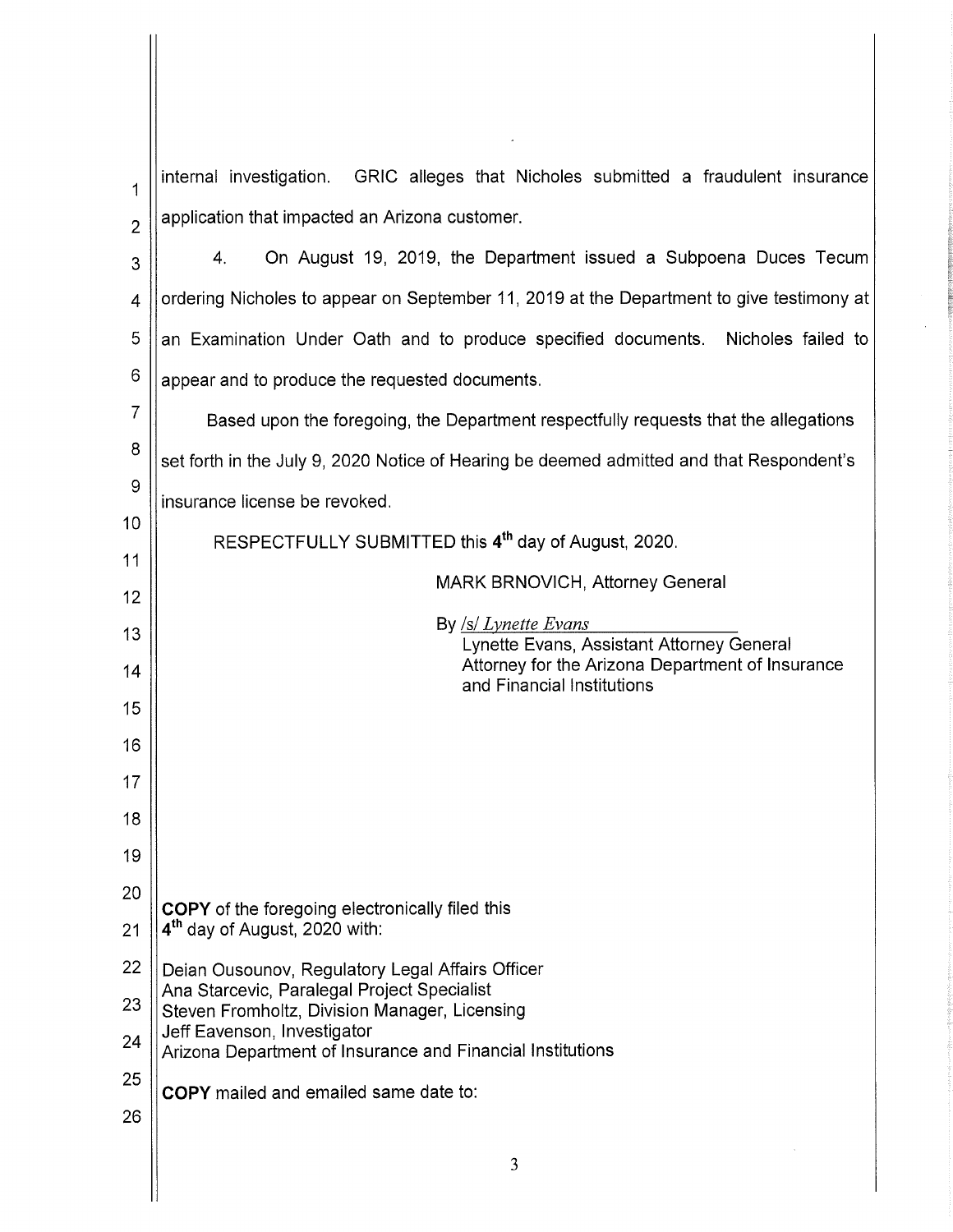internal investigation. GRIC alleges that Nicholes submitted a fraudulent insurance application that impacted an Arizona customer.

4. On August 19, 2019, the Department issued a Subpoena Duces Tecum ordering Nicholes to appear on September 11, 2019 at the Department to give testimony at an Examination Under Oath and to produce specified documents. Nicholes failed to appear and to produce the requested documents.

Based upon the foregoing, the Department respectfully requests that the allegations set forth in the July 9, 2020 Notice of Hearing be deemed admitted and that Respondent's insurance license be revoked.

RESPECTFULLY SUBMITTED this **4th** day of August, 2020.

MARK BRNOVICH, Attorney General

By */s/ Lynette Evans*
Lynette Evans, Assistant Attorney General
Attorney for the Arizona Department of Insurance and Financial Institutions

**COPY** of the foregoing electronically filed this **4th** day of August, 2020 with:

Deian Ousounov, Regulatory Legal Affairs Officer
Ana Starcevic, Paralegal Project Specialist
Steven Fromholtz, Division Manager, Licensing
Jeff Eavenson, Investigator
Arizona Department of Insurance and Financial Institutions

**COPY** mailed and emailed same date to: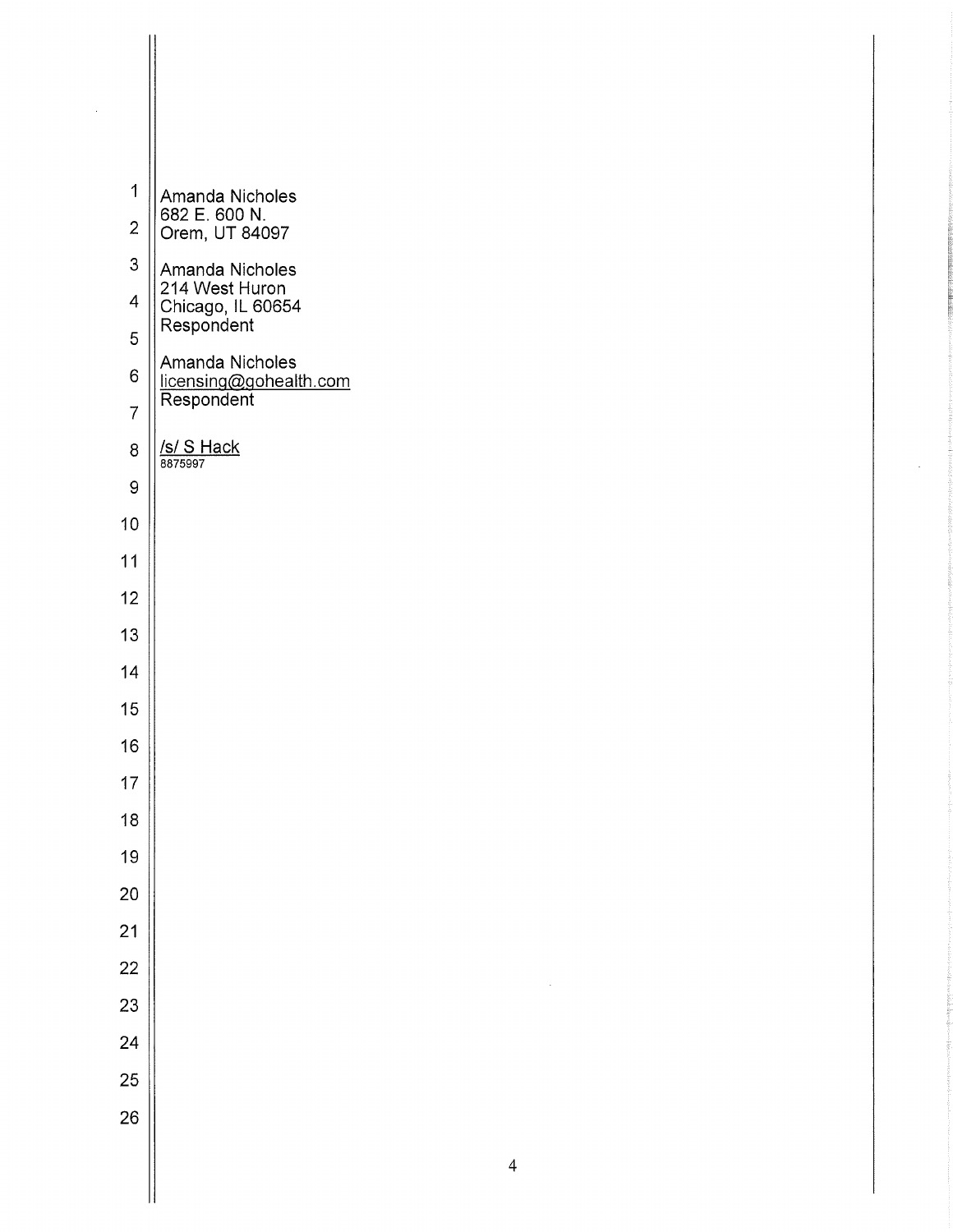Amanda Nicholes
682 E. 600 N.
Orem, UT 84097

Amanda Nicholes
214 West Huron
Chicago, IL 60654
Respondent

Amanda Nicholes
licensing@gohealth.com
Respondent

/s/ S Hack
8875997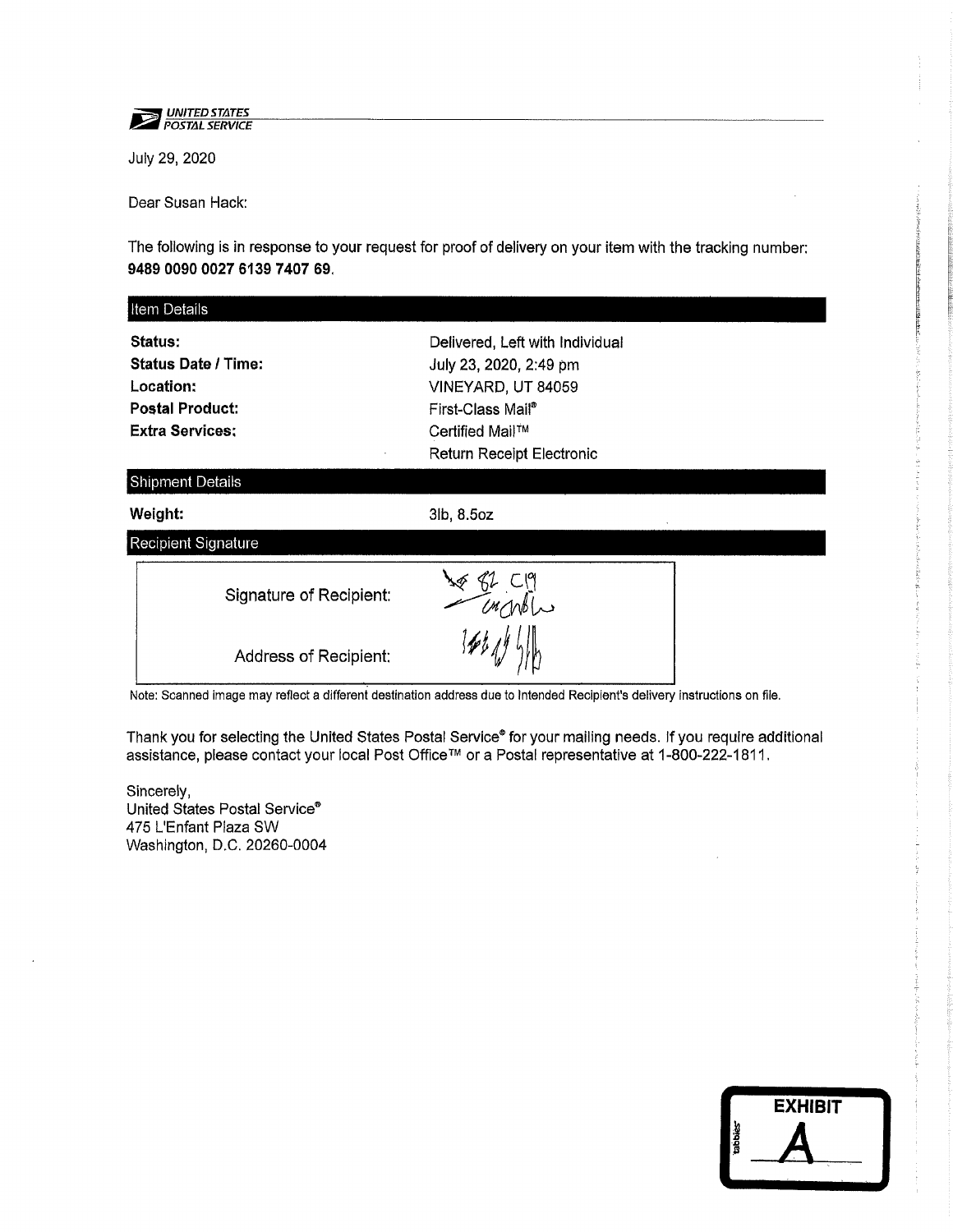UNITED STATES POSTAL SERVICE

July 29, 2020

Dear Susan Hack:

The following is in response to your request for proof of delivery on your item with the tracking number: **9489 0090 0027 6139 7407 69**.

| Item Details | |
|---|---|
| **Status:** | Delivered, Left with Individual |
| **Status Date / Time:** | July 23, 2020, 2:49 pm |
| **Location:** | VINEYARD, UT 84059 |
| **Postal Product:** | First-Class Mail® |
| **Extra Services:** | Certified Mail™ |
| | Return Receipt Electronic |

| Shipment Details | |
|---|---|
| **Weight:** | 3lb, 8.5oz |

| Recipient Signature | |
|---|---|
| Signature of Recipient: | [handwritten signature] |
| Address of Recipient: | [handwritten] |

Note: Scanned image may reflect a different destination address due to Intended Recipient's delivery instructions on file.

Thank you for selecting the United States Postal Service® for your mailing needs. If you require additional assistance, please contact your local Post Office™ or a Postal representative at 1-800-222-1811.

Sincerely,
United States Postal Service®
475 L'Enfant Plaza SW
Washington, D.C. 20260-0004

EXHIBIT A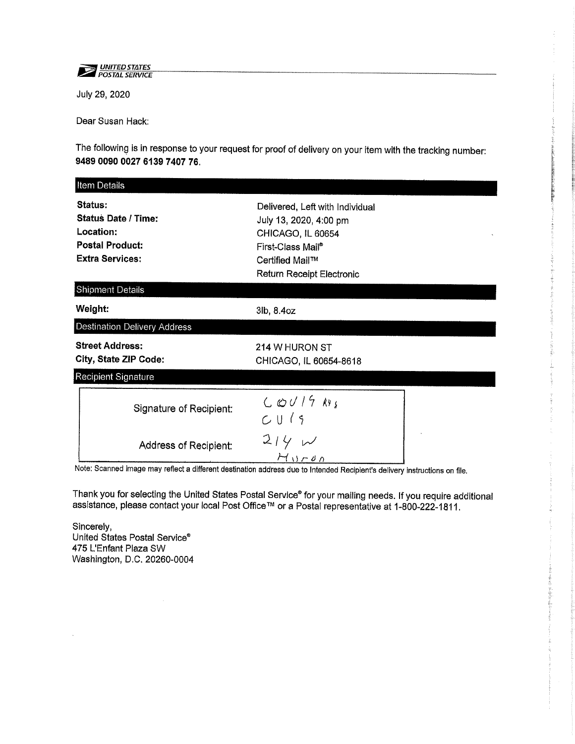**UNITED STATES POSTAL SERVICE**

July 29, 2020

Dear Susan Hack:

The following is in response to your request for proof of delivery on your item with the tracking number: **9489 0090 0027 6139 7407 76**.

| Item Details | |
| --- | --- |
| **Status:** | Delivered, Left with Individual |
| **Status Date / Time:** | July 13, 2020, 4:00 pm |
| **Location:** | CHICAGO, IL 60654 |
| **Postal Product:** | First-Class Mail® |
| **Extra Services:** | Certified Mail™ |
| | Return Receipt Electronic |

| Shipment Details | |
| --- | --- |
| **Weight:** | 3lb, 8.4oz |

| Destination Delivery Address | |
| --- | --- |
| **Street Address:** | 214 W HURON ST |
| **City, State ZIP Code:** | CHICAGO, IL 60654-8618 |

| Recipient Signature | |
| --- | --- |
| Signature of Recipient: | COUIS Rys CUIS |
| Address of Recipient: | 214 W Huron |

Note: Scanned image may reflect a different destination address due to Intended Recipient's delivery instructions on file.

Thank you for selecting the United States Postal Service® for your mailing needs. If you require additional assistance, please contact your local Post Office™ or a Postal representative at 1-800-222-1811.

Sincerely,
United States Postal Service®
475 L'Enfant Plaza SW
Washington, D.C. 20260-0004